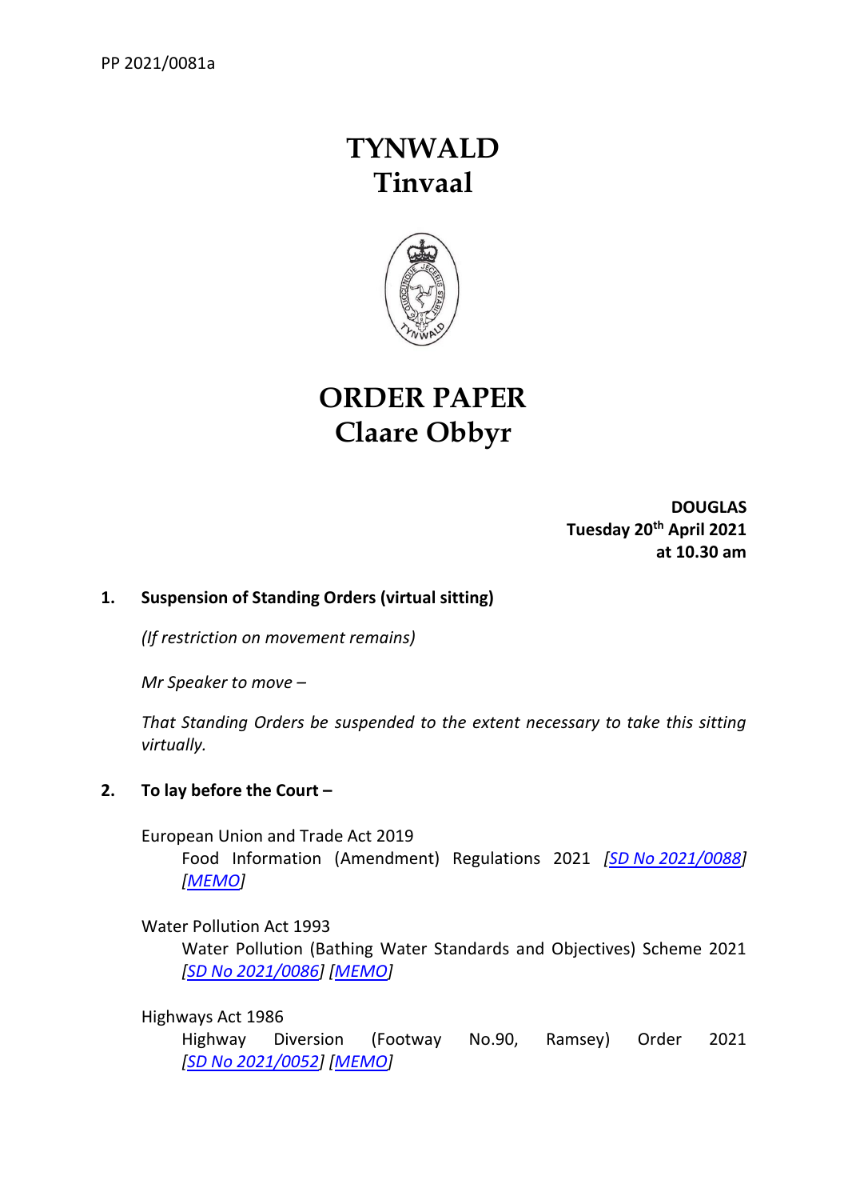PP 2021/0081a

# TYNWALD
# Tinvaal

# ORDER PAPER
# Claare Obbyr

**DOUGLAS**
**Tuesday 20th April 2021**
**at 10.30 am**

**1. Suspension of Standing Orders (virtual sitting)**

*(If restriction on movement remains)*

*Mr Speaker to move –*

*That Standing Orders be suspended to the extent necessary to take this sitting virtually.*

**2. To lay before the Court –**

European Union and Trade Act 2019
Food Information (Amendment) Regulations 2021 *[SD No 2021/0088] [MEMO]*

Water Pollution Act 1993
Water Pollution (Bathing Water Standards and Objectives) Scheme 2021 *[SD No 2021/0086] [MEMO]*

Highways Act 1986
Highway Diversion (Footway No.90, Ramsey) Order 2021 *[SD No 2021/0052] [MEMO]*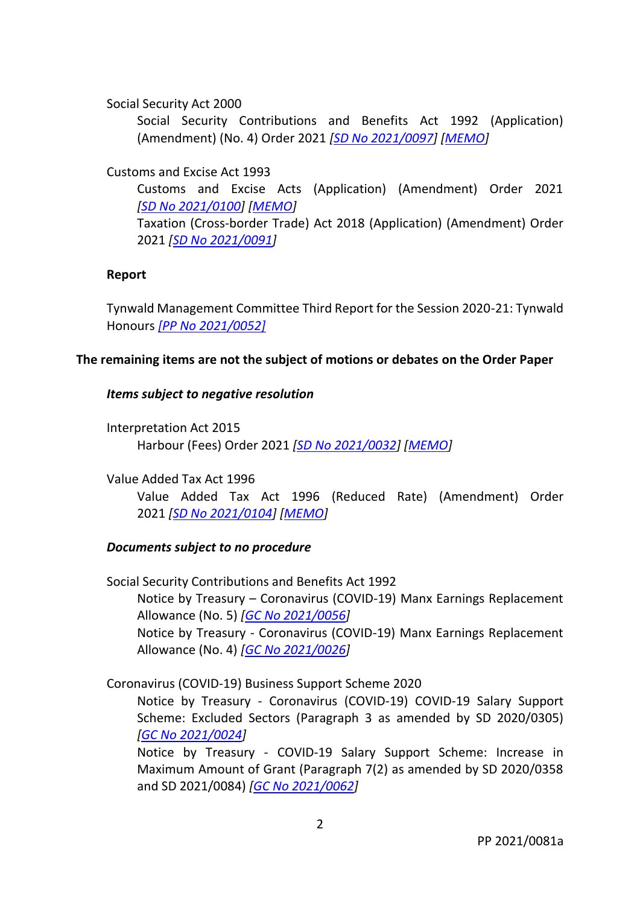Social Security Act 2000

Social Security Contributions and Benefits Act 1992 (Application) (Amendment) (No. 4) Order 2021 *[SD No 2021/0097] [MEMO]*

Customs and Excise Act 1993

Customs and Excise Acts (Application) (Amendment) Order 2021 *[SD No 2021/0100] [MEMO]*

Taxation (Cross-border Trade) Act 2018 (Application) (Amendment) Order 2021 *[SD No 2021/0091]*

**Report**

Tynwald Management Committee Third Report for the Session 2020-21: Tynwald Honours *[PP No 2021/0052]*

**The remaining items are not the subject of motions or debates on the Order Paper**

***Items subject to negative resolution***

Interpretation Act 2015

Harbour (Fees) Order 2021 *[SD No 2021/0032] [MEMO]*

Value Added Tax Act 1996

Value Added Tax Act 1996 (Reduced Rate) (Amendment) Order 2021 *[SD No 2021/0104] [MEMO]*

***Documents subject to no procedure***

Social Security Contributions and Benefits Act 1992

Notice by Treasury – Coronavirus (COVID-19) Manx Earnings Replacement Allowance (No. 5) *[GC No 2021/0056]*

Notice by Treasury - Coronavirus (COVID-19) Manx Earnings Replacement Allowance (No. 4) *[GC No 2021/0026]*

Coronavirus (COVID-19) Business Support Scheme 2020

Notice by Treasury - Coronavirus (COVID-19) COVID-19 Salary Support Scheme: Excluded Sectors (Paragraph 3 as amended by SD 2020/0305) *[GC No 2021/0024]*

Notice by Treasury - COVID-19 Salary Support Scheme: Increase in Maximum Amount of Grant (Paragraph 7(2) as amended by SD 2020/0358 and SD 2021/0084) *[GC No 2021/0062]*

PP 2021/0081a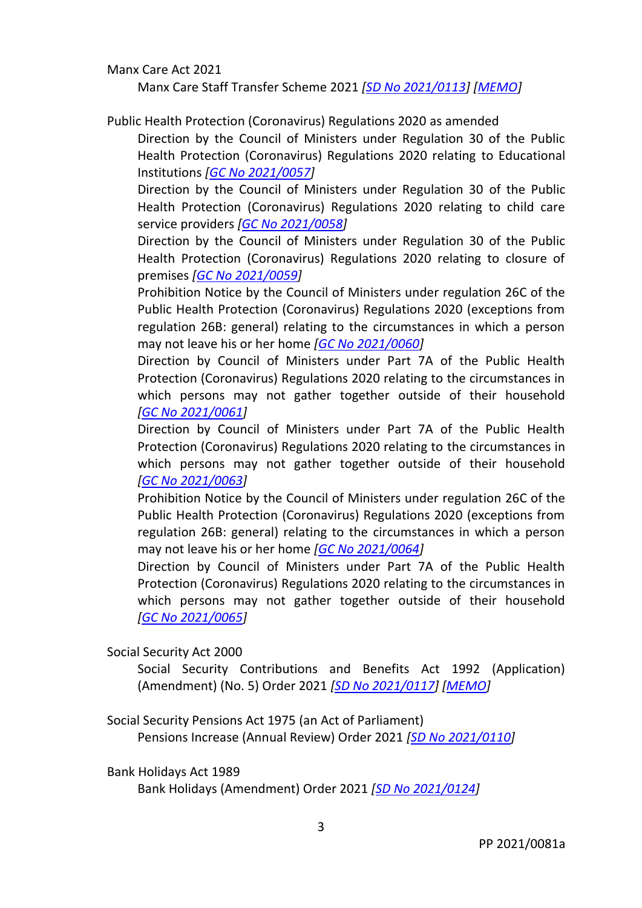Manx Care Act 2021

Manx Care Staff Transfer Scheme 2021 *[SD No 2021/0113]* *[MEMO]*

Public Health Protection (Coronavirus) Regulations 2020 as amended

Direction by the Council of Ministers under Regulation 30 of the Public Health Protection (Coronavirus) Regulations 2020 relating to Educational Institutions *[GC No 2021/0057]*

Direction by the Council of Ministers under Regulation 30 of the Public Health Protection (Coronavirus) Regulations 2020 relating to child care service providers *[GC No 2021/0058]*

Direction by the Council of Ministers under Regulation 30 of the Public Health Protection (Coronavirus) Regulations 2020 relating to closure of premises *[GC No 2021/0059]*

Prohibition Notice by the Council of Ministers under regulation 26C of the Public Health Protection (Coronavirus) Regulations 2020 (exceptions from regulation 26B: general) relating to the circumstances in which a person may not leave his or her home *[GC No 2021/0060]*

Direction by Council of Ministers under Part 7A of the Public Health Protection (Coronavirus) Regulations 2020 relating to the circumstances in which persons may not gather together outside of their household *[GC No 2021/0061]*

Direction by Council of Ministers under Part 7A of the Public Health Protection (Coronavirus) Regulations 2020 relating to the circumstances in which persons may not gather together outside of their household *[GC No 2021/0063]*

Prohibition Notice by the Council of Ministers under regulation 26C of the Public Health Protection (Coronavirus) Regulations 2020 (exceptions from regulation 26B: general) relating to the circumstances in which a person may not leave his or her home *[GC No 2021/0064]*

Direction by Council of Ministers under Part 7A of the Public Health Protection (Coronavirus) Regulations 2020 relating to the circumstances in which persons may not gather together outside of their household *[GC No 2021/0065]*

Social Security Act 2000

Social Security Contributions and Benefits Act 1992 (Application) (Amendment) (No. 5) Order 2021 *[SD No 2021/0117]* *[MEMO]*

Social Security Pensions Act 1975 (an Act of Parliament)

Pensions Increase (Annual Review) Order 2021 *[SD No 2021/0110]*

Bank Holidays Act 1989

Bank Holidays (Amendment) Order 2021 *[SD No 2021/0124]*

PP 2021/0081a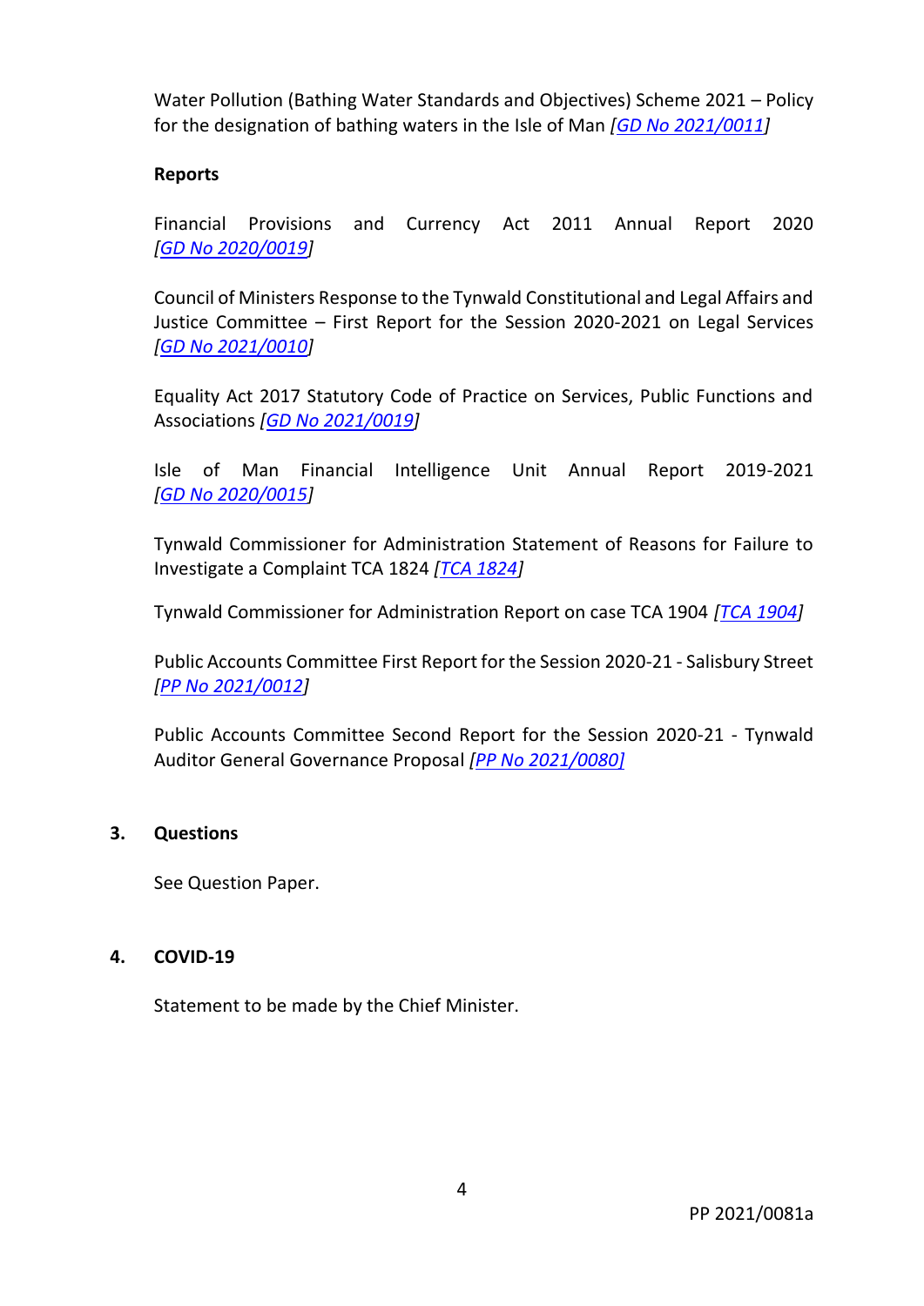Water Pollution (Bathing Water Standards and Objectives) Scheme 2021 – Policy for the designation of bathing waters in the Isle of Man *[GD No 2021/0011]*

**Reports**

Financial Provisions and Currency Act 2011 Annual Report 2020 *[GD No 2020/0019]*

Council of Ministers Response to the Tynwald Constitutional and Legal Affairs and Justice Committee – First Report for the Session 2020-2021 on Legal Services *[GD No 2021/0010]*

Equality Act 2017 Statutory Code of Practice on Services, Public Functions and Associations *[GD No 2021/0019]*

Isle of Man Financial Intelligence Unit Annual Report 2019-2021 *[GD No 2020/0015]*

Tynwald Commissioner for Administration Statement of Reasons for Failure to Investigate a Complaint TCA 1824 *[TCA 1824]*

Tynwald Commissioner for Administration Report on case TCA 1904 *[TCA 1904]*

Public Accounts Committee First Report for the Session 2020-21 - Salisbury Street *[PP No 2021/0012]*

Public Accounts Committee Second Report for the Session 2020-21 - Tynwald Auditor General Governance Proposal *[PP No 2021/0080]*

## 3. Questions

See Question Paper.

## 4. COVID-19

Statement to be made by the Chief Minister.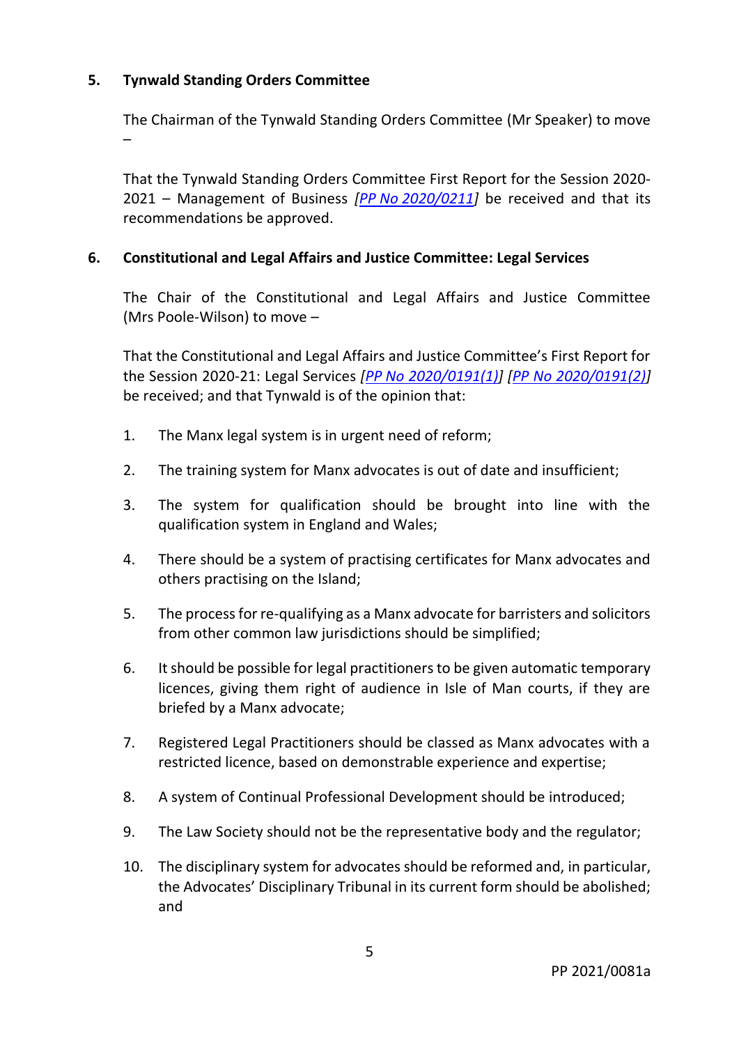### 5. Tynwald Standing Orders Committee

The Chairman of the Tynwald Standing Orders Committee (Mr Speaker) to move –

That the Tynwald Standing Orders Committee First Report for the Session 2020-2021 – Management of Business *[PP No 2020/0211]* be received and that its recommendations be approved.

### 6. Constitutional and Legal Affairs and Justice Committee: Legal Services

The Chair of the Constitutional and Legal Affairs and Justice Committee (Mrs Poole-Wilson) to move –

That the Constitutional and Legal Affairs and Justice Committee's First Report for the Session 2020-21: Legal Services *[PP No 2020/0191(1)] [PP No 2020/0191(2)]* be received; and that Tynwald is of the opinion that:

1. The Manx legal system is in urgent need of reform;
2. The training system for Manx advocates is out of date and insufficient;
3. The system for qualification should be brought into line with the qualification system in England and Wales;
4. There should be a system of practising certificates for Manx advocates and others practising on the Island;
5. The process for re-qualifying as a Manx advocate for barristers and solicitors from other common law jurisdictions should be simplified;
6. It should be possible for legal practitioners to be given automatic temporary licences, giving them right of audience in Isle of Man courts, if they are briefed by a Manx advocate;
7. Registered Legal Practitioners should be classed as Manx advocates with a restricted licence, based on demonstrable experience and expertise;
8. A system of Continual Professional Development should be introduced;
9. The Law Society should not be the representative body and the regulator;
10. The disciplinary system for advocates should be reformed and, in particular, the Advocates' Disciplinary Tribunal in its current form should be abolished; and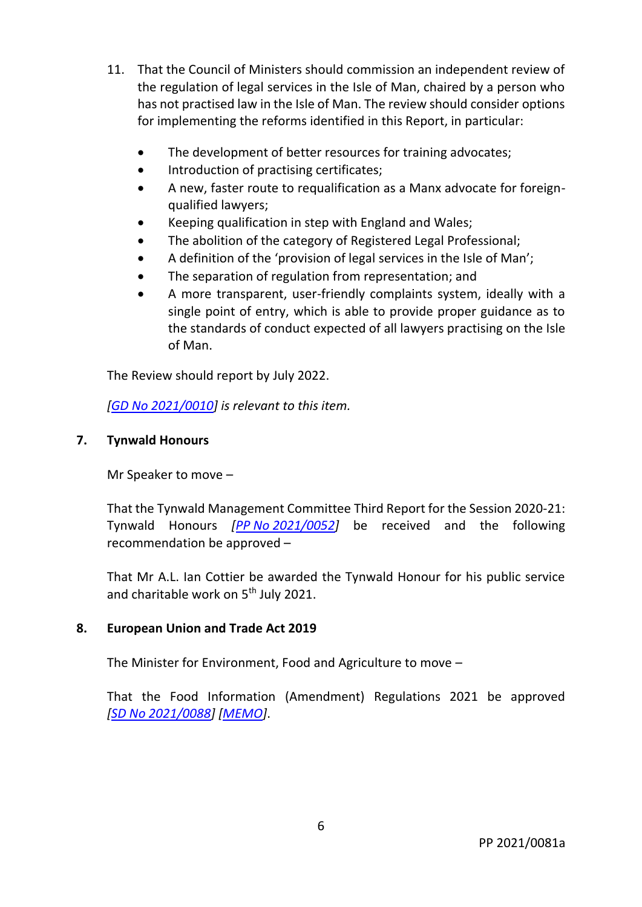11. That the Council of Ministers should commission an independent review of the regulation of legal services in the Isle of Man, chaired by a person who has not practised law in the Isle of Man. The review should consider options for implementing the reforms identified in this Report, in particular:

    - The development of better resources for training advocates;
    - Introduction of practising certificates;
    - A new, faster route to requalification as a Manx advocate for foreign-qualified lawyers;
    - Keeping qualification in step with England and Wales;
    - The abolition of the category of Registered Legal Professional;
    - A definition of the 'provision of legal services in the Isle of Man';
    - The separation of regulation from representation; and
    - A more transparent, user-friendly complaints system, ideally with a single point of entry, which is able to provide proper guidance as to the standards of conduct expected of all lawyers practising on the Isle of Man.

    The Review should report by July 2022.

    *[GD No 2021/0010] is relevant to this item.*

## 7. Tynwald Honours

Mr Speaker to move –

That the Tynwald Management Committee Third Report for the Session 2020-21: Tynwald Honours *[PP No 2021/0052]* be received and the following recommendation be approved –

That Mr A.L. Ian Cottier be awarded the Tynwald Honour for his public service and charitable work on 5th July 2021.

## 8. European Union and Trade Act 2019

The Minister for Environment, Food and Agriculture to move –

That the Food Information (Amendment) Regulations 2021 be approved *[SD No 2021/0088] [MEMO]*.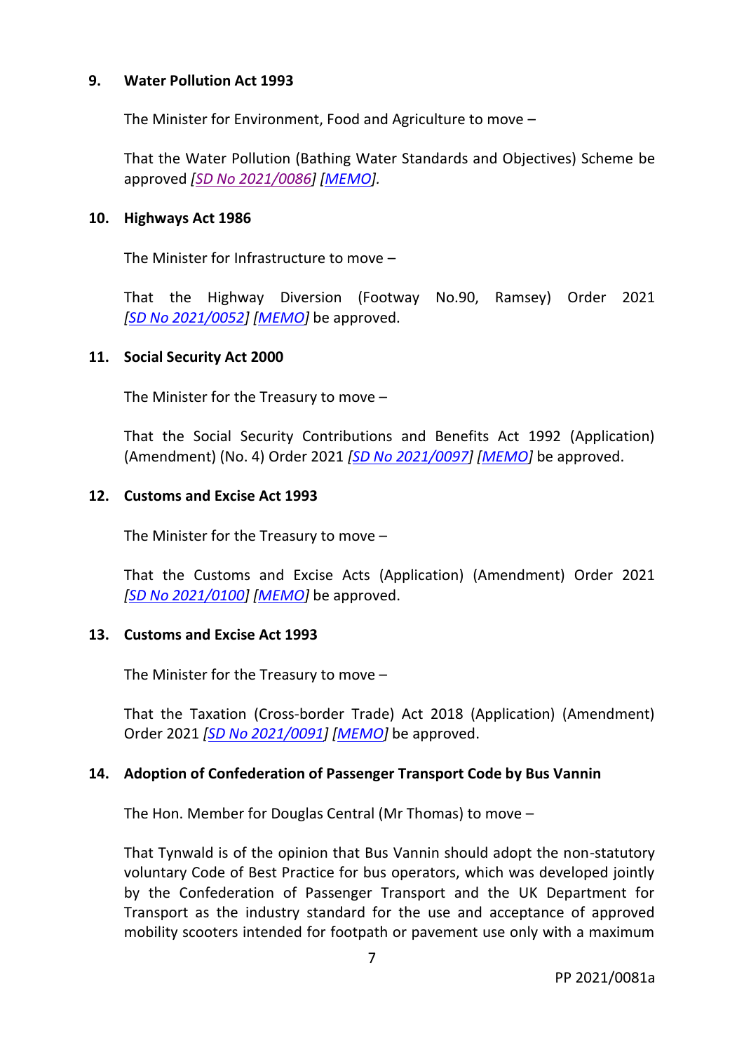**9. Water Pollution Act 1993**

The Minister for Environment, Food and Agriculture to move –

That the Water Pollution (Bathing Water Standards and Objectives) Scheme be approved *[SD No 2021/0086] [MEMO].*

**10. Highways Act 1986**

The Minister for Infrastructure to move –

That the Highway Diversion (Footway No.90, Ramsey) Order 2021 *[SD No 2021/0052] [MEMO]* be approved.

**11. Social Security Act 2000**

The Minister for the Treasury to move –

That the Social Security Contributions and Benefits Act 1992 (Application) (Amendment) (No. 4) Order 2021 *[SD No 2021/0097] [MEMO]* be approved.

**12. Customs and Excise Act 1993**

The Minister for the Treasury to move –

That the Customs and Excise Acts (Application) (Amendment) Order 2021 *[SD No 2021/0100] [MEMO]* be approved.

**13. Customs and Excise Act 1993**

The Minister for the Treasury to move –

That the Taxation (Cross-border Trade) Act 2018 (Application) (Amendment) Order 2021 *[SD No 2021/0091] [MEMO]* be approved.

**14. Adoption of Confederation of Passenger Transport Code by Bus Vannin**

The Hon. Member for Douglas Central (Mr Thomas) to move –

That Tynwald is of the opinion that Bus Vannin should adopt the non-statutory voluntary Code of Best Practice for bus operators, which was developed jointly by the Confederation of Passenger Transport and the UK Department for Transport as the industry standard for the use and acceptance of approved mobility scooters intended for footpath or pavement use only with a maximum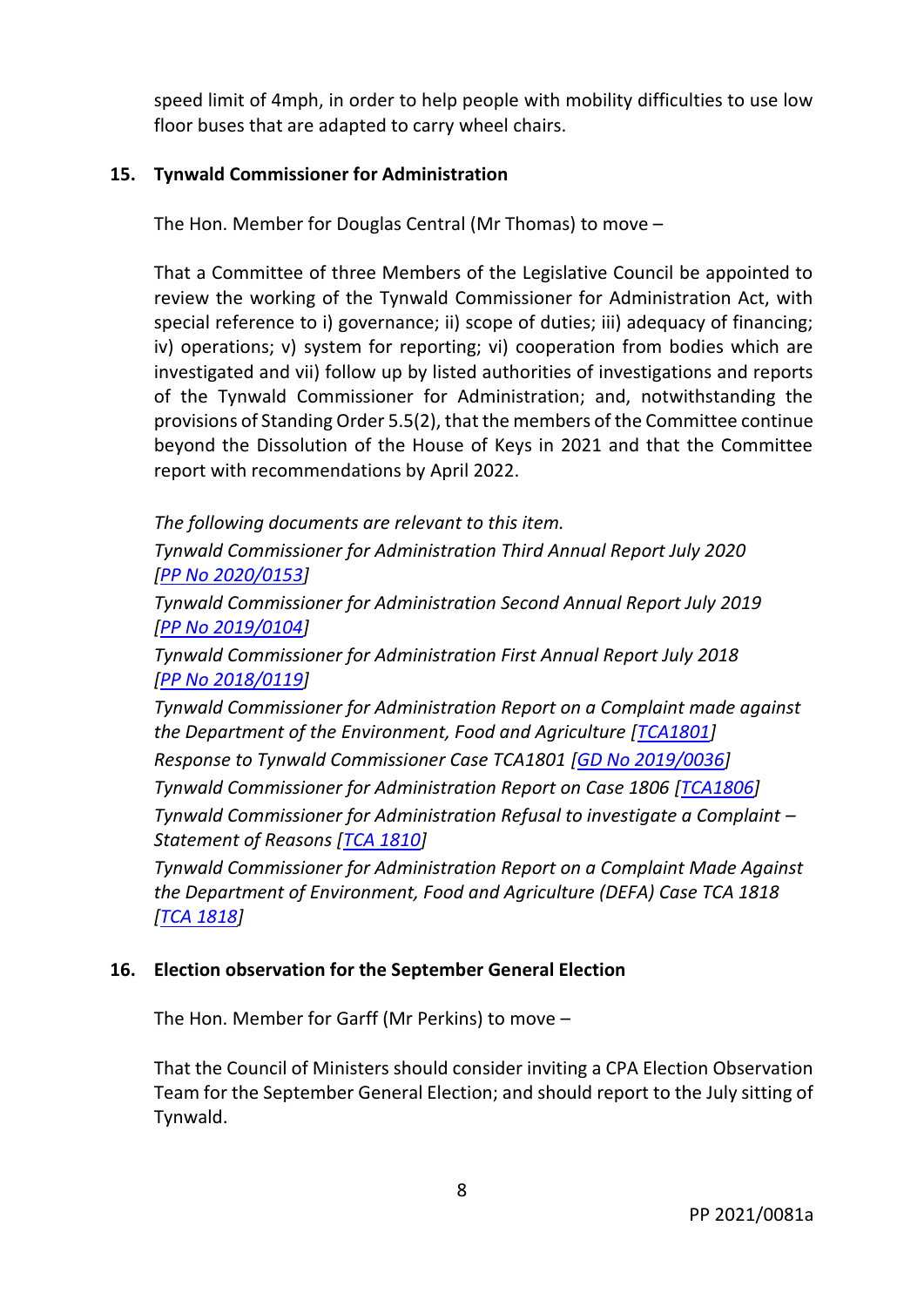speed limit of 4mph, in order to help people with mobility difficulties to use low floor buses that are adapted to carry wheel chairs.

**15. Tynwald Commissioner for Administration**

The Hon. Member for Douglas Central (Mr Thomas) to move –

That a Committee of three Members of the Legislative Council be appointed to review the working of the Tynwald Commissioner for Administration Act, with special reference to i) governance; ii) scope of duties; iii) adequacy of financing; iv) operations; v) system for reporting; vi) cooperation from bodies which are investigated and vii) follow up by listed authorities of investigations and reports of the Tynwald Commissioner for Administration; and, notwithstanding the provisions of Standing Order 5.5(2), that the members of the Committee continue beyond the Dissolution of the House of Keys in 2021 and that the Committee report with recommendations by April 2022.

*The following documents are relevant to this item.*

*Tynwald Commissioner for Administration Third Annual Report July 2020 [PP No 2020/0153]*

*Tynwald Commissioner for Administration Second Annual Report July 2019 [PP No 2019/0104]*

*Tynwald Commissioner for Administration First Annual Report July 2018 [PP No 2018/0119]*

*Tynwald Commissioner for Administration Report on a Complaint made against the Department of the Environment, Food and Agriculture [TCA1801]*

*Response to Tynwald Commissioner Case TCA1801 [GD No 2019/0036]*

*Tynwald Commissioner for Administration Report on Case 1806 [TCA1806]*

*Tynwald Commissioner for Administration Refusal to investigate a Complaint – Statement of Reasons [TCA 1810]*

*Tynwald Commissioner for Administration Report on a Complaint Made Against the Department of Environment, Food and Agriculture (DEFA) Case TCA 1818 [TCA 1818]*

**16. Election observation for the September General Election**

The Hon. Member for Garff (Mr Perkins) to move –

That the Council of Ministers should consider inviting a CPA Election Observation Team for the September General Election; and should report to the July sitting of Tynwald.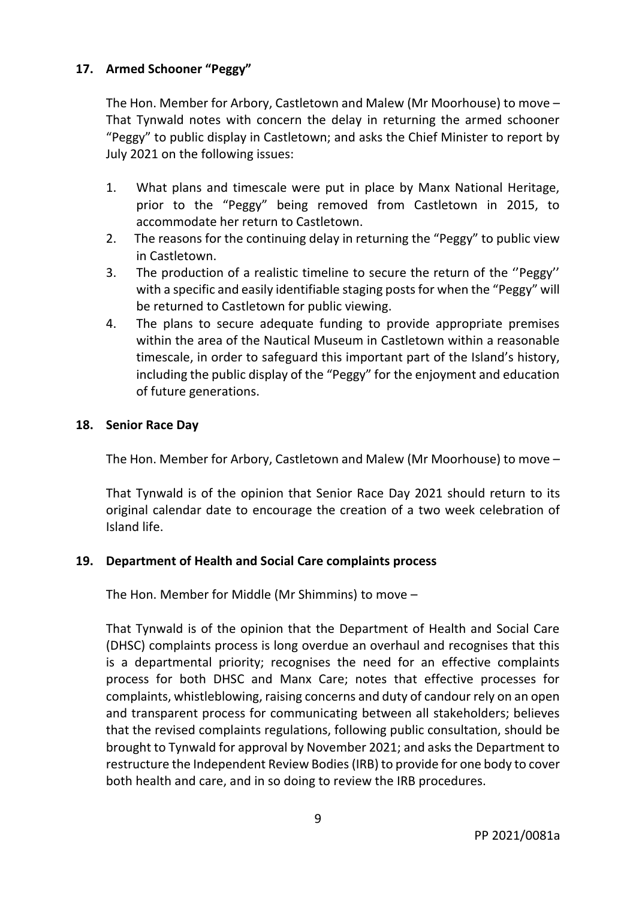## 17. Armed Schooner "Peggy"

The Hon. Member for Arbory, Castletown and Malew (Mr Moorhouse) to move – That Tynwald notes with concern the delay in returning the armed schooner "Peggy" to public display in Castletown; and asks the Chief Minister to report by July 2021 on the following issues:

1. What plans and timescale were put in place by Manx National Heritage, prior to the "Peggy" being removed from Castletown in 2015, to accommodate her return to Castletown.
2. The reasons for the continuing delay in returning the "Peggy" to public view in Castletown.
3. The production of a realistic timeline to secure the return of the ''Peggy'' with a specific and easily identifiable staging posts for when the "Peggy" will be returned to Castletown for public viewing.
4. The plans to secure adequate funding to provide appropriate premises within the area of the Nautical Museum in Castletown within a reasonable timescale, in order to safeguard this important part of the Island's history, including the public display of the "Peggy" for the enjoyment and education of future generations.

## 18. Senior Race Day

The Hon. Member for Arbory, Castletown and Malew (Mr Moorhouse) to move –

That Tynwald is of the opinion that Senior Race Day 2021 should return to its original calendar date to encourage the creation of a two week celebration of Island life.

## 19. Department of Health and Social Care complaints process

The Hon. Member for Middle (Mr Shimmins) to move –

That Tynwald is of the opinion that the Department of Health and Social Care (DHSC) complaints process is long overdue an overhaul and recognises that this is a departmental priority; recognises the need for an effective complaints process for both DHSC and Manx Care; notes that effective processes for complaints, whistleblowing, raising concerns and duty of candour rely on an open and transparent process for communicating between all stakeholders; believes that the revised complaints regulations, following public consultation, should be brought to Tynwald for approval by November 2021; and asks the Department to restructure the Independent Review Bodies (IRB) to provide for one body to cover both health and care, and in so doing to review the IRB procedures.

PP 2021/0081a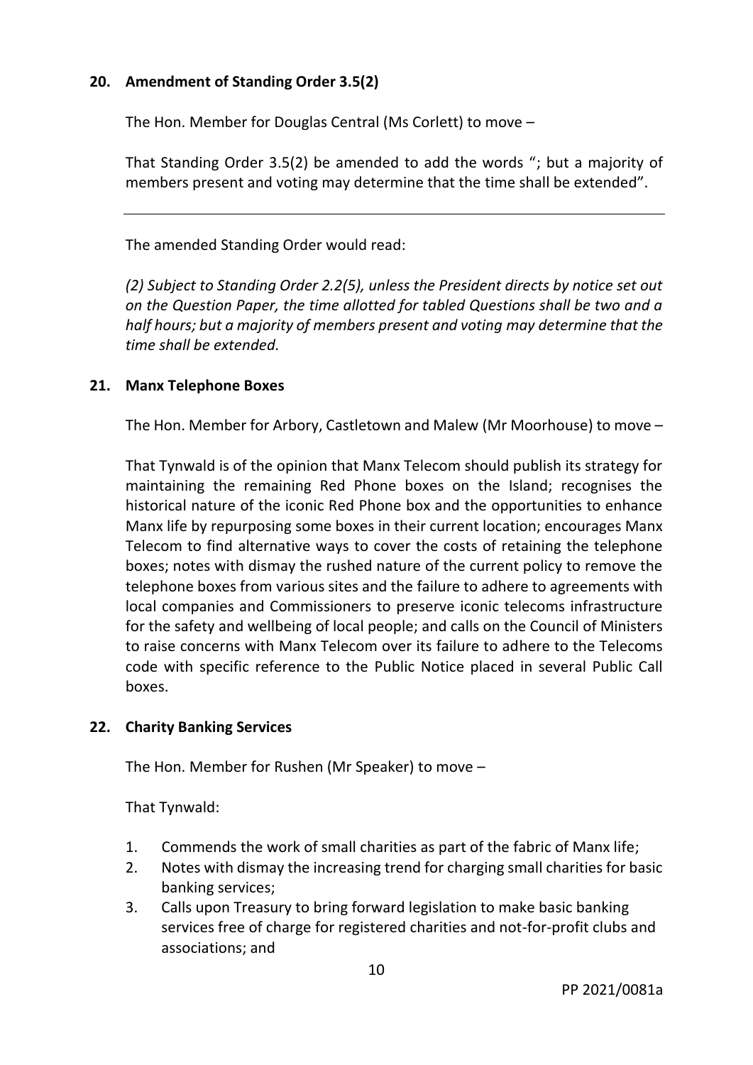## 20. Amendment of Standing Order 3.5(2)

The Hon. Member for Douglas Central (Ms Corlett) to move –

That Standing Order 3.5(2) be amended to add the words "; but a majority of members present and voting may determine that the time shall be extended".

---

The amended Standing Order would read:

*(2) Subject to Standing Order 2.2(5), unless the President directs by notice set out on the Question Paper, the time allotted for tabled Questions shall be two and a half hours; but a majority of members present and voting may determine that the time shall be extended.*

## 21. Manx Telephone Boxes

The Hon. Member for Arbory, Castletown and Malew (Mr Moorhouse) to move –

That Tynwald is of the opinion that Manx Telecom should publish its strategy for maintaining the remaining Red Phone boxes on the Island; recognises the historical nature of the iconic Red Phone box and the opportunities to enhance Manx life by repurposing some boxes in their current location; encourages Manx Telecom to find alternative ways to cover the costs of retaining the telephone boxes; notes with dismay the rushed nature of the current policy to remove the telephone boxes from various sites and the failure to adhere to agreements with local companies and Commissioners to preserve iconic telecoms infrastructure for the safety and wellbeing of local people; and calls on the Council of Ministers to raise concerns with Manx Telecom over its failure to adhere to the Telecoms code with specific reference to the Public Notice placed in several Public Call boxes.

## 22. Charity Banking Services

The Hon. Member for Rushen (Mr Speaker) to move –

That Tynwald:

1. Commends the work of small charities as part of the fabric of Manx life;
2. Notes with dismay the increasing trend for charging small charities for basic banking services;
3. Calls upon Treasury to bring forward legislation to make basic banking services free of charge for registered charities and not-for-profit clubs and associations; and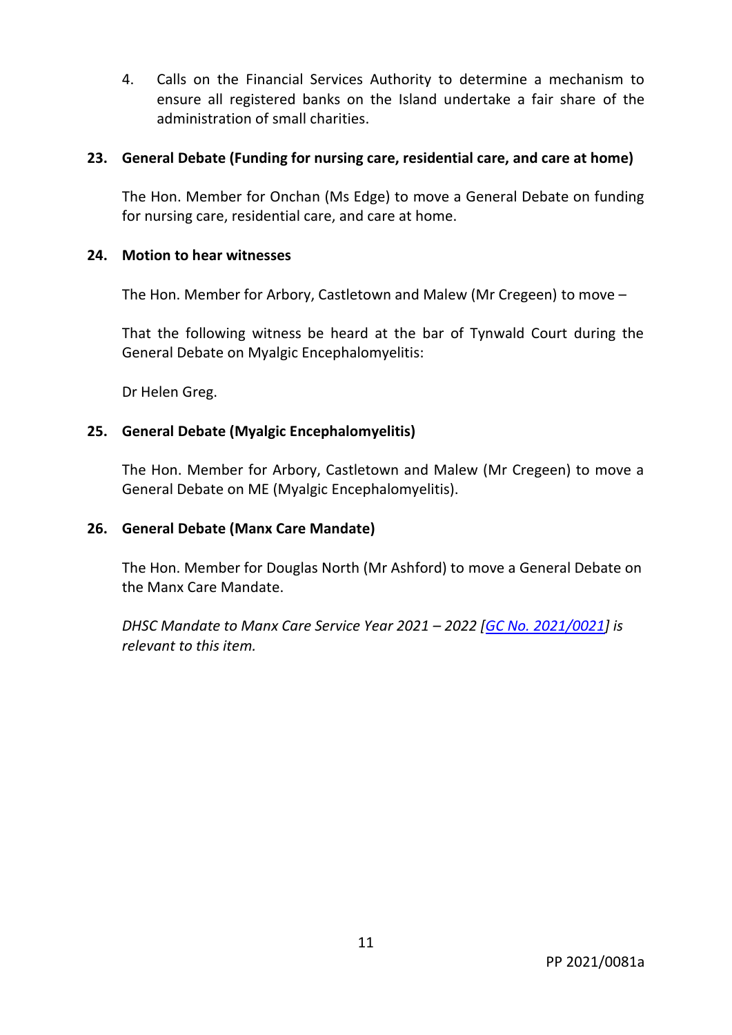4. Calls on the Financial Services Authority to determine a mechanism to ensure all registered banks on the Island undertake a fair share of the administration of small charities.

**23. General Debate (Funding for nursing care, residential care, and care at home)**

The Hon. Member for Onchan (Ms Edge) to move a General Debate on funding for nursing care, residential care, and care at home.

**24. Motion to hear witnesses**

The Hon. Member for Arbory, Castletown and Malew (Mr Cregeen) to move –

That the following witness be heard at the bar of Tynwald Court during the General Debate on Myalgic Encephalomyelitis:

Dr Helen Greg.

**25. General Debate (Myalgic Encephalomyelitis)**

The Hon. Member for Arbory, Castletown and Malew (Mr Cregeen) to move a General Debate on ME (Myalgic Encephalomyelitis).

**26. General Debate (Manx Care Mandate)**

The Hon. Member for Douglas North (Mr Ashford) to move a General Debate on the Manx Care Mandate.

*DHSC Mandate to Manx Care Service Year 2021 – 2022 [GC No. 2021/0021] is relevant to this item.*

PP 2021/0081a